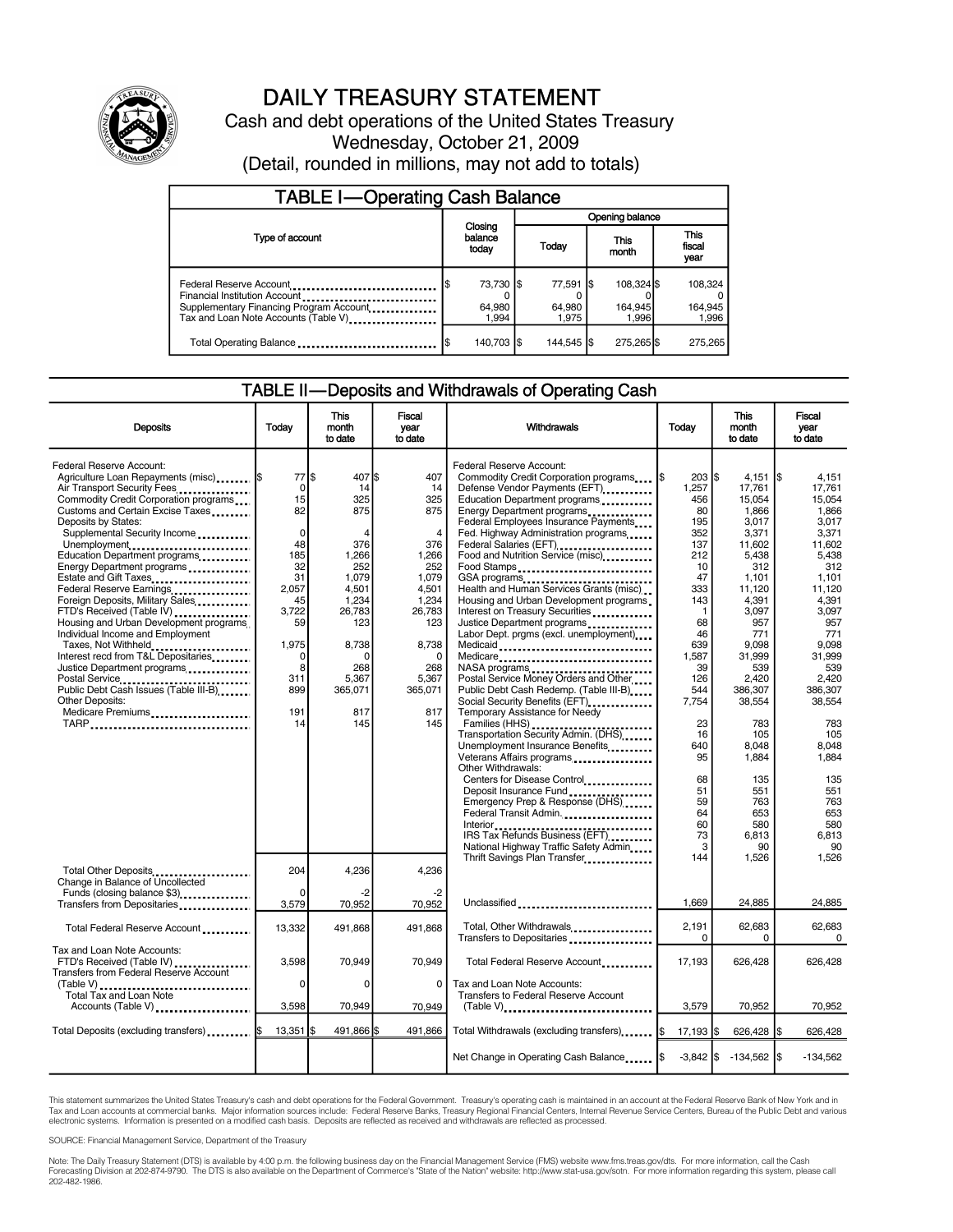# DAILY TREASURY STATEMENT

Cash and debt operations of the United States Treasury

Wednesday, October 21, 2009

(Detail, rounded in millions, may not add to totals)

## TABLE I—Operating Cash Balance

| Type of account | Closing balance today | Opening balance Today | This month | This fiscal year |
|---|---|---|---|---|
| Federal Reserve Account | $ 73,730 | $ 77,591 | $ 108,324 | $ 108,324 |
| Financial Institution Account | 0 | 0 | 0 | 0 |
| Supplementary Financing Program Account | 64,980 | 64,980 | 164,945 | 164,945 |
| Tax and Loan Note Accounts (Table V) | 1,994 | 1,975 | 1,996 | 1,996 |
| Total Operating Balance | $ 140,703 | $ 144,545 | $ 275,265 | $ 275,265 |

## TABLE II—Deposits and Withdrawals of Operating Cash

| Deposits | Today | This month to date | Fiscal year to date |
|---|---|---|---|
| Federal Reserve Account: | | | |
| Agriculture Loan Repayments (misc) | $ 77 | $ 407 | $ 407 |
| Air Transport Security Fees | 0 | 14 | 14 |
| Commodity Credit Corporation programs | 15 | 325 | 325 |
| Customs and Certain Excise Taxes | 82 | 875 | 875 |
| Deposits by States: | | | |
| Supplemental Security Income | 0 | 4 | 4 |
| Unemployment | 48 | 376 | 376 |
| Education Department programs | 185 | 1,266 | 1,266 |
| Energy Department programs | 32 | 252 | 252 |
| Estate and Gift Taxes | 31 | 1,079 | 1,079 |
| Federal Reserve Earnings | 2,057 | 4,501 | 4,501 |
| Foreign Deposits, Military Sales | 45 | 1,234 | 1,234 |
| FTD's Received (Table IV) | 3,722 | 26,783 | 26,783 |
| Housing and Urban Development programs | 59 | 123 | 123 |
| Individual Income and Employment Taxes, Not Withheld | 1,975 | 8,738 | 8,738 |
| Interest recd from T&L Depositaries | 0 | 0 | 0 |
| Justice Department programs | 8 | 268 | 268 |
| Postal Service | 311 | 5,367 | 5,367 |
| Public Debt Cash Issues (Table III-B) | 899 | 365,071 | 365,071 |
| Other Deposits: | | | |
| Medicare Premiums | 191 | 817 | 817 |
| TARP | 14 | 145 | 145 |
| Total Other Deposits | 204 | 4,236 | 4,236 |
| Change in Balance of Uncollected Funds (closing balance $3) | 0 | -2 | -2 |
| Transfers from Depositaries | 3,579 | 70,952 | 70,952 |
| Total Federal Reserve Account | 13,332 | 491,868 | 491,868 |
| Tax and Loan Note Accounts: | | | |
| FTD's Received (Table IV) | 3,598 | 70,949 | 70,949 |
| Transfers from Federal Reserve Account (Table V) | 0 | 0 | 0 |
| Total Tax and Loan Note Accounts (Table V) | 3,598 | 70,949 | 70,949 |
| Total Deposits (excluding transfers) | $ 13,351 | $ 491,866 | $ 491,866 |

| Withdrawals | Today | This month to date | Fiscal year to date |
|---|---|---|---|
| Federal Reserve Account: | | | |
| Commodity Credit Corporation programs | $ 203 | $ 4,151 | $ 4,151 |
| Defense Vendor Payments (EFT) | 1,257 | 17,761 | 17,761 |
| Education Department programs | 456 | 15,054 | 15,054 |
| Energy Department programs | 80 | 1,866 | 1,866 |
| Federal Employees Insurance Payments | 195 | 3,017 | 3,017 |
| Fed. Highway Administration programs | 352 | 3,371 | 3,371 |
| Federal Salaries (EFT) | 137 | 11,602 | 11,602 |
| Food and Nutrition Service (misc) | 212 | 5,438 | 5,438 |
| Food Stamps | 10 | 312 | 312 |
| GSA programs | 47 | 1,101 | 1,101 |
| Health and Human Services Grants (misc) | 333 | 11,120 | 11,120 |
| Housing and Urban Development programs | 143 | 4,391 | 4,391 |
| Interest on Treasury Securities | 1 | 3,097 | 3,097 |
| Justice Department programs | 68 | 957 | 957 |
| Labor Dept. prgms (excl. unemployment) | 46 | 771 | 771 |
| Medicaid | 639 | 9,098 | 9,098 |
| Medicare | 1,587 | 31,999 | 31,999 |
| NASA programs | 39 | 539 | 539 |
| Postal Service Money Orders and Other | 126 | 2,420 | 2,420 |
| Public Debt Cash Redemp. (Table III-B) | 544 | 386,307 | 386,307 |
| Social Security Benefits (EFT) | 7,754 | 38,554 | 38,554 |
| Temporary Assistance for Needy Families (HHS) | 23 | 783 | 783 |
| Transportation Security Admin. (DHS) | 16 | 105 | 105 |
| Unemployment Insurance Benefits | 640 | 8,048 | 8,048 |
| Veterans Affairs programs | 95 | 1,884 | 1,884 |
| Other Withdrawals: | | | |
| Centers for Disease Control | 68 | 135 | 135 |
| Deposit Insurance Fund | 51 | 551 | 551 |
| Emergency Prep & Response (DHS) | 59 | 763 | 763 |
| Federal Transit Admin. | 64 | 653 | 653 |
| Interior | 60 | 580 | 580 |
| IRS Tax Refunds Business (EFT) | 73 | 6,813 | 6,813 |
| National Highway Traffic Safety Admin | 3 | 90 | 90 |
| Thrift Savings Plan Transfer | 144 | 1,526 | 1,526 |
| Unclassified | 1,669 | 24,885 | 24,885 |
| Total, Other Withdrawals | 2,191 | 62,683 | 62,683 |
| Transfers to Depositaries | 0 | 0 | 0 |
| Total Federal Reserve Account | 17,193 | 626,428 | 626,428 |
| Tax and Loan Note Accounts: | | | |
| Transfers to Federal Reserve Account (Table V) | 3,579 | 70,952 | 70,952 |
| Total Withdrawals (excluding transfers) | $ 17,193 | $ 626,428 | $ 626,428 |
| Net Change in Operating Cash Balance | $ -3,842 | $ -134,562 | $ -134,562 |

This statement summarizes the United States Treasury's cash and debt operations for the Federal Government. Treasury's operating cash is maintained in an account at the Federal Reserve Bank of New York and in Tax and Loan accounts at commercial banks. Major information sources include: Federal Reserve Banks, Treasury Regional Financial Centers, Internal Revenue Service Centers, Bureau of the Public Debt and various electronic systems. Information is presented on a modified cash basis. Deposits are reflected as received and withdrawals are reflected as processed.

SOURCE: Financial Management Service, Department of the Treasury

Note: The Daily Treasury Statement (DTS) is available by 4:00 p.m. the following business day on the Financial Management Service (FMS) website www.fms.treas.gov/dts. For more information, call the Cash Forecasting Division at 202-874-9790. The DTS is also available on the Department of Commerce's "State of the Nation" website: http://www.stat-usa.gov/sotn. For more information regarding this system, please call 202-482-1986.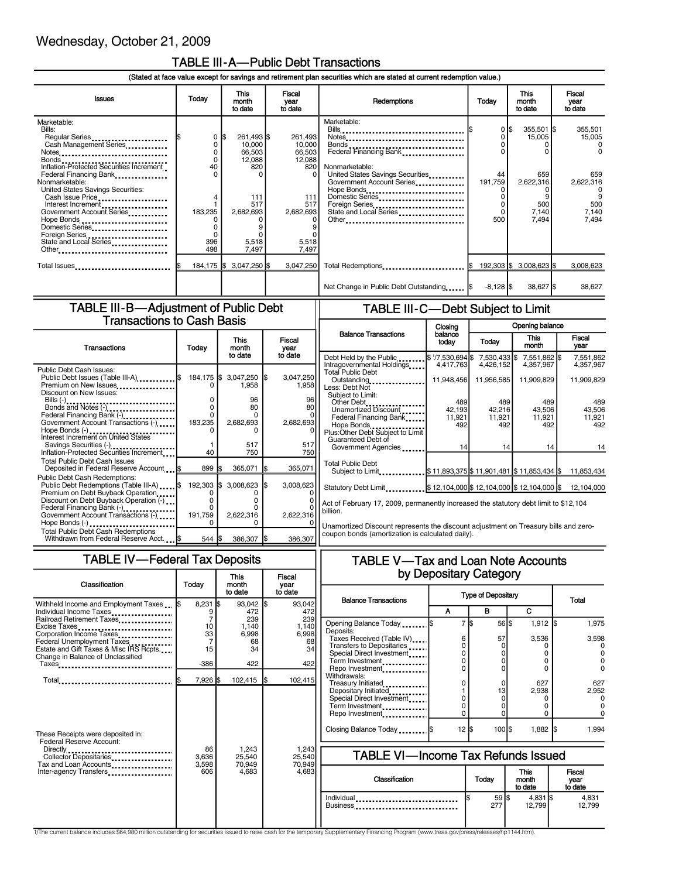Wednesday, October 21, 2009

## TABLE III-A—Public Debt Transactions

(Stated at face value except for savings and retirement plan securities which are stated at current redemption value.)

| Issues | Today | This month to date | Fiscal year to date |
|---|---|---|---|
| Marketable: | | | |
| Bills: | | | |
| Regular Series | $ 0 | $ 261,493 | $ 261,493 |
| Cash Management Series | 0 | 10,000 | 10,000 |
| Notes | 0 | 66,503 | 66,503 |
| Bonds | 0 | 12,088 | 12,088 |
| Inflation-Protected Securities Increment | 40 | 820 | 820 |
| Federal Financing Bank | 0 | 0 | 0 |
| Nonmarketable: | | | |
| United States Savings Securities: | | | |
| Cash Issue Price | 4 | 111 | 111 |
| Interest Increment | 1 | 517 | 517 |
| Government Account Series | 183,235 | 2,682,693 | 2,682,693 |
| Hope Bonds | 0 | 0 | 0 |
| Domestic Series | 0 | 9 | 9 |
| Foreign Series | 0 | 0 | 0 |
| State and Local Series | 396 | 5,518 | 5,518 |
| Other | 498 | 7,497 | 7,497 |
| Total Issues | $ 184,175 | $ 3,047,250 | $ 3,047,250 |

| Redemptions | Today | This month to date | Fiscal year to date |
|---|---|---|---|
| Marketable: | | | |
| Bills | $ 0 | $ 355,501 | $ 355,501 |
| Notes | 0 | 15,005 | 15,005 |
| Bonds | 0 | 0 | 0 |
| Federal Financing Bank | 0 | 0 | 0 |
| Nonmarketable: | | | |
| United States Savings Securities | 44 | 659 | 659 |
| Government Account Series | 191,759 | 2,622,316 | 2,622,316 |
| Hope Bonds | 0 | 0 | 0 |
| Domestic Series | 0 | 9 | 9 |
| Foreign Series | 0 | 500 | 500 |
| State and Local Series | 0 | 7,140 | 7,140 |
| Other | 500 | 7,494 | 7,494 |
| Total Redemptions | $ 192,303 | $ 3,008,623 | $ 3,008,623 |
| Net Change in Public Debt Outstanding | $ -8,128 | $ 38,627 | $ 38,627 |

## TABLE III-B—Adjustment of Public Debt Transactions to Cash Basis

| Transactions | Today | This month to date | Fiscal year to date |
|---|---|---|---|
| Public Debt Cash Issues: | | | |
| Public Debt Issues (Table III-A) | $ 184,175 | $ 3,047,250 | $ 3,047,250 |
| Premium on New Issues | 0 | 1,958 | 1,958 |
| Discount on New Issues: | | | |
| Bills (-) | 0 | 96 | 96 |
| Bonds and Notes (-) | 0 | 80 | 80 |
| Federal Financing Bank (-) | 0 | 0 | 0 |
| Government Account Transactions (-) | 183,235 | 2,682,693 | 2,682,693 |
| Hope Bonds (-) | 0 | 0 | 0 |
| Interest Increment on United States Savings Securities (-) | 1 | 517 | 517 |
| Inflation-Protected Securities Increment | 40 | 750 | 750 |
| Total Public Debt Cash Issues Deposited in Federal Reserve Account | $ 899 | $ 365,071 | $ 365,071 |
| Public Debt Cash Redemptions: | | | |
| Public Debt Redemptions (Table III-A) | $ 192,303 | $ 3,008,623 | $ 3,008,623 |
| Premium on Debt Buyback Operation | 0 | 0 | 0 |
| Discount on Debt Buyback Operation (-) | 0 | 0 | 0 |
| Federal Financing Bank (-) | 0 | 0 | 0 |
| Government Account Transactions (-) | 191,759 | 2,622,316 | 2,622,316 |
| Hope Bonds (-) | 0 | 0 | 0 |
| Total Public Debt Cash Redemptions Withdrawn from Federal Reserve Acct. | $ 544 | $ 386,307 | $ 386,307 |

## TABLE III-C—Debt Subject to Limit

| Balance Transactions | Closing balance today | Opening balance Today | Opening balance This month | Opening balance Fiscal year |
|---|---|---|---|---|
| Debt Held by the Public | $ [1]7,530,694 | $ 7,530,433 | $ 7,551,862 | $ 7,551,862 |
| Intragovernmental Holdings | 4,417,763 | 4,426,152 | 4,357,967 | 4,357,967 |
| Total Public Debt Outstanding | 11,948,456 | 11,956,585 | 11,909,829 | 11,909,829 |
| Less: Debt Not Subject to Limit: | | | | |
| Other Debt | 489 | 489 | 489 | 489 |
| Unamortized Discount | 42,193 | 42,216 | 43,506 | 43,506 |
| Federal Financing Bank | 11,921 | 11,921 | 11,921 | 11,921 |
| Hope Bonds | 492 | 492 | 492 | 492 |
| Plus: Other Debt Subject to Limit Guaranteed Debt of Government Agencies | 14 | 14 | 14 | 14 |
| Total Public Debt Subject to Limit | $ 11,893,375 | $ 11,901,481 | $ 11,853,434 | $ 11,853,434 |
| Statutory Debt Limit | $ 12,104,000 | $ 12,104,000 | $ 12,104,000 | $ 12,104,000 |

Act of February 17, 2009, permanently increased the statutory debt limit to $12,104 billion.

Unamortized Discount represents the discount adjustment on Treasury bills and zero-coupon bonds (amortization is calculated daily).

## TABLE IV—Federal Tax Deposits

| Classification | Today | This month to date | Fiscal year to date |
|---|---|---|---|
| Withheld Income and Employment Taxes | $ 8,231 | $ 93,042 | $ 93,042 |
| Individual Income Taxes | 9 | 472 | 472 |
| Railroad Retirement Taxes | 7 | 239 | 239 |
| Excise Taxes | 10 | 1,140 | 1,140 |
| Corporation Income Taxes | 33 | 6,998 | 6,998 |
| Federal Unemployment Taxes | 7 | 68 | 68 |
| Estate and Gift Taxes & Misc IRS Rcpts. | 15 | 34 | 34 |
| Change in Balance of Unclassified Taxes | -386 | 422 | 422 |
| Total | $ 7,926 | $ 102,415 | $ 102,415 |
| These Receipts were deposited in: | | | |
| Federal Reserve Account: | | | |
| Directly | 86 | 1,243 | 1,243 |
| Collector Depositaries | 3,636 | 25,540 | 25,540 |
| Tax and Loan Accounts | 3,598 | 70,949 | 70,949 |
| Inter-agency Transfers | 606 | 4,683 | 4,683 |

## TABLE V—Tax and Loan Note Accounts by Depositary Category

| Balance Transactions | Type of Depositary A | B | C | Total |
|---|---|---|---|---|
| Opening Balance Today | $ 7 | $ 56 | $ 1,912 | $ 1,975 |
| Deposits: | | | | |
| Taxes Received (Table IV) | 6 | 57 | 3,536 | 3,598 |
| Transfers to Depositaries | 0 | 0 | 0 | 0 |
| Special Direct Investment | 0 | 0 | 0 | 0 |
| Term Investment | 0 | 0 | 0 | 0 |
| Repo Investment | 0 | 0 | 0 | 0 |
| Withdrawals: | | | | |
| Treasury Initiated | 0 | 0 | 627 | 627 |
| Depositary Initiated | 1 | 13 | 2,938 | 2,952 |
| Special Direct Investment | 0 | 0 | 0 | 0 |
| Term Investment | 0 | 0 | 0 | 0 |
| Repo Investment | 0 | 0 | 0 | 0 |
| Closing Balance Today | $ 12 | $ 100 | $ 1,882 | $ 1,994 |

## TABLE VI—Income Tax Refunds Issued

| Classification | Today | This month to date | Fiscal year to date |
|---|---|---|---|
| Individual | $ 59 | $ 4,831 | $ 4,831 |
| Business | 277 | 12,799 | 12,799 |

1/The current balance includes $64,980 million outstanding for securities issued to raise cash for the temporary Supplementary Financing Program (www.treas.gov/press/releases/hp1144.htm).